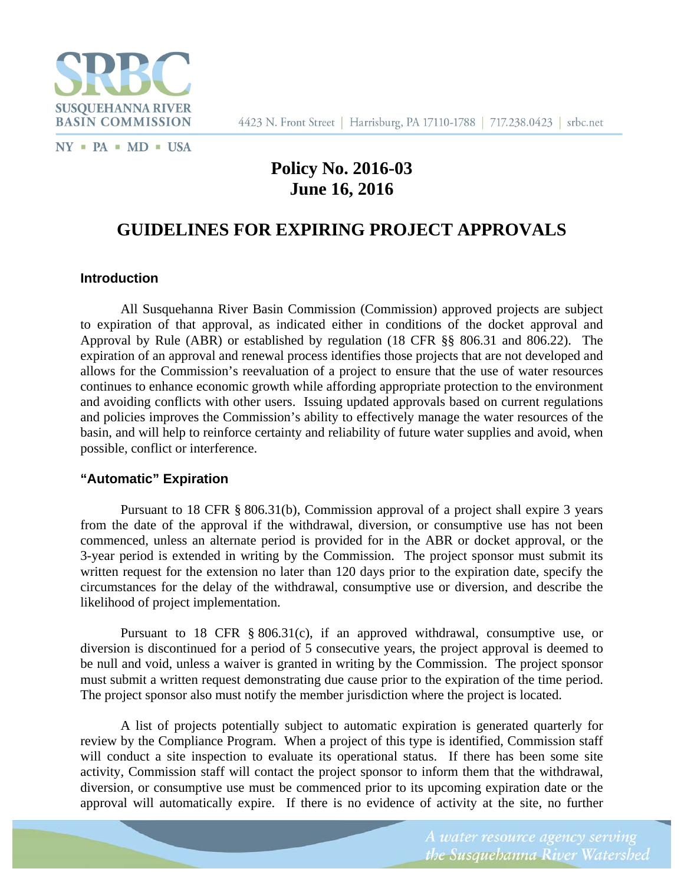**SUSQUEHANNA RIVER BASIN COMMISSION**

NY ▪ PA ▪ MD ▪ USA

4423 N. Front Street | Harrisburg, PA 17110-1788 | 717.238.0423 | srbc.net

# Policy No. 2016-03
# June 16, 2016

# GUIDELINES FOR EXPIRING PROJECT APPROVALS

## Introduction

All Susquehanna River Basin Commission (Commission) approved projects are subject to expiration of that approval, as indicated either in conditions of the docket approval and Approval by Rule (ABR) or established by regulation (18 CFR §§ 806.31 and 806.22). The expiration of an approval and renewal process identifies those projects that are not developed and allows for the Commission's reevaluation of a project to ensure that the use of water resources continues to enhance economic growth while affording appropriate protection to the environment and avoiding conflicts with other users. Issuing updated approvals based on current regulations and policies improves the Commission's ability to effectively manage the water resources of the basin, and will help to reinforce certainty and reliability of future water supplies and avoid, when possible, conflict or interference.

## "Automatic" Expiration

Pursuant to 18 CFR § 806.31(b), Commission approval of a project shall expire 3 years from the date of the approval if the withdrawal, diversion, or consumptive use has not been commenced, unless an alternate period is provided for in the ABR or docket approval, or the 3-year period is extended in writing by the Commission. The project sponsor must submit its written request for the extension no later than 120 days prior to the expiration date, specify the circumstances for the delay of the withdrawal, consumptive use or diversion, and describe the likelihood of project implementation.

Pursuant to 18 CFR § 806.31(c), if an approved withdrawal, consumptive use, or diversion is discontinued for a period of 5 consecutive years, the project approval is deemed to be null and void, unless a waiver is granted in writing by the Commission. The project sponsor must submit a written request demonstrating due cause prior to the expiration of the time period. The project sponsor also must notify the member jurisdiction where the project is located.

A list of projects potentially subject to automatic expiration is generated quarterly for review by the Compliance Program. When a project of this type is identified, Commission staff will conduct a site inspection to evaluate its operational status. If there has been some site activity, Commission staff will contact the project sponsor to inform them that the withdrawal, diversion, or consumptive use must be commenced prior to its upcoming expiration date or the approval will automatically expire. If there is no evidence of activity at the site, no further

*A water resource agency serving the Susquehanna River Watershed*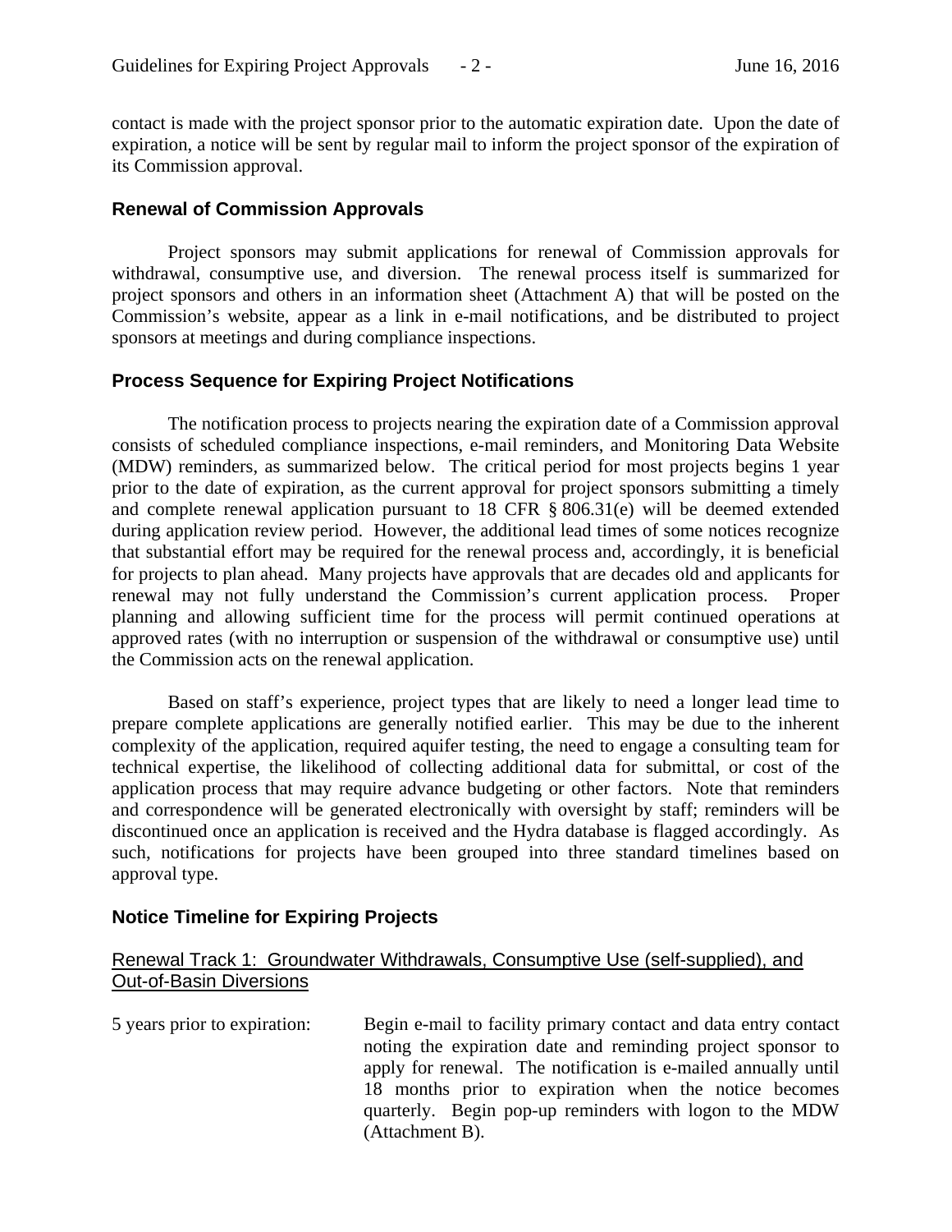contact is made with the project sponsor prior to the automatic expiration date. Upon the date of expiration, a notice will be sent by regular mail to inform the project sponsor of the expiration of its Commission approval.

## Renewal of Commission Approvals

Project sponsors may submit applications for renewal of Commission approvals for withdrawal, consumptive use, and diversion. The renewal process itself is summarized for project sponsors and others in an information sheet (Attachment A) that will be posted on the Commission's website, appear as a link in e-mail notifications, and be distributed to project sponsors at meetings and during compliance inspections.

## Process Sequence for Expiring Project Notifications

The notification process to projects nearing the expiration date of a Commission approval consists of scheduled compliance inspections, e-mail reminders, and Monitoring Data Website (MDW) reminders, as summarized below. The critical period for most projects begins 1 year prior to the date of expiration, as the current approval for project sponsors submitting a timely and complete renewal application pursuant to 18 CFR § 806.31(e) will be deemed extended during application review period. However, the additional lead times of some notices recognize that substantial effort may be required for the renewal process and, accordingly, it is beneficial for projects to plan ahead. Many projects have approvals that are decades old and applicants for renewal may not fully understand the Commission's current application process. Proper planning and allowing sufficient time for the process will permit continued operations at approved rates (with no interruption or suspension of the withdrawal or consumptive use) until the Commission acts on the renewal application.

Based on staff's experience, project types that are likely to need a longer lead time to prepare complete applications are generally notified earlier. This may be due to the inherent complexity of the application, required aquifer testing, the need to engage a consulting team for technical expertise, the likelihood of collecting additional data for submittal, or cost of the application process that may require advance budgeting or other factors. Note that reminders and correspondence will be generated electronically with oversight by staff; reminders will be discontinued once an application is received and the Hydra database is flagged accordingly. As such, notifications for projects have been grouped into three standard timelines based on approval type.

## Notice Timeline for Expiring Projects

### Renewal Track 1: Groundwater Withdrawals, Consumptive Use (self-supplied), and Out-of-Basin Diversions

5 years prior to expiration: Begin e-mail to facility primary contact and data entry contact noting the expiration date and reminding project sponsor to apply for renewal. The notification is e-mailed annually until 18 months prior to expiration when the notice becomes quarterly. Begin pop-up reminders with logon to the MDW (Attachment B).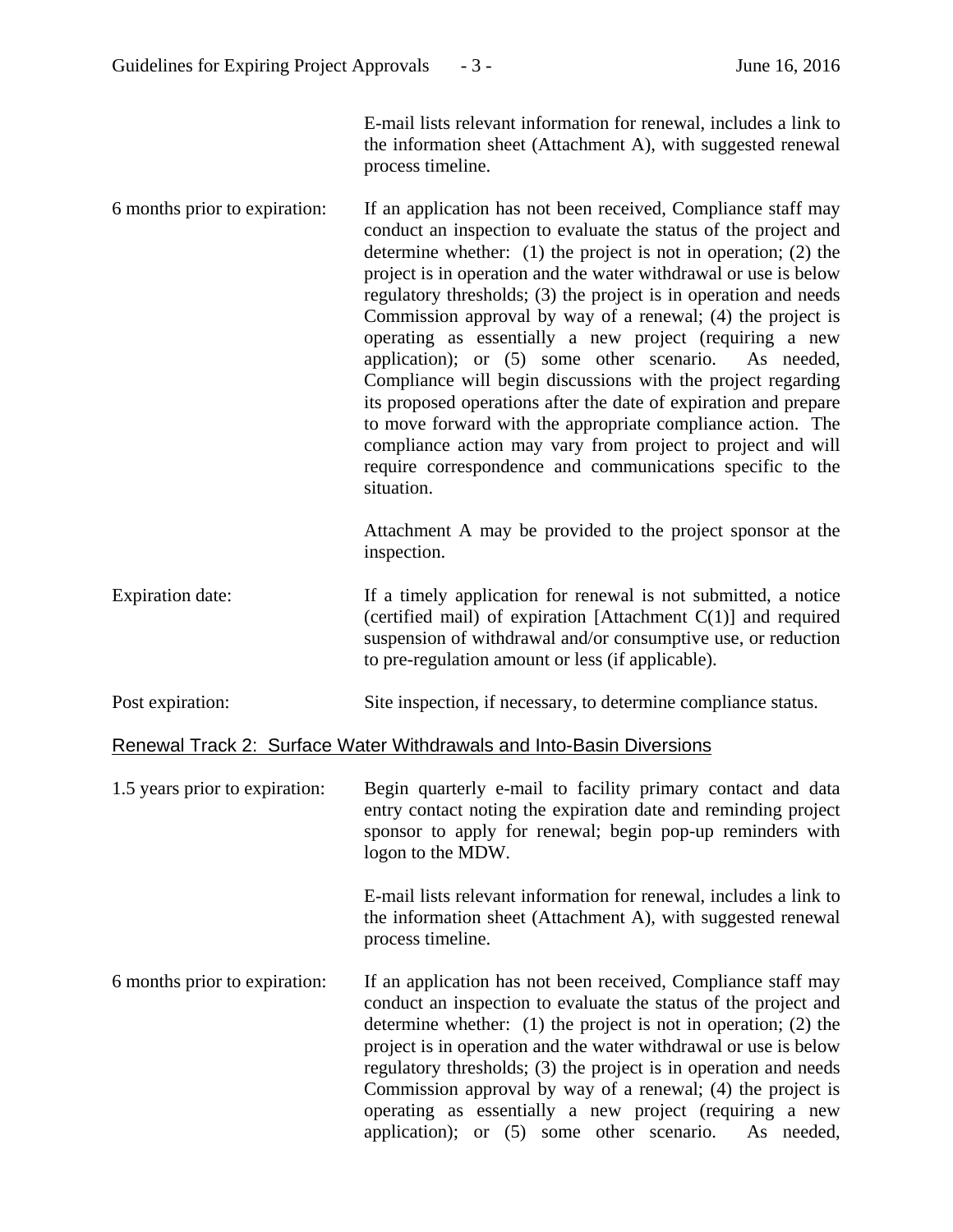E-mail lists relevant information for renewal, includes a link to the information sheet (Attachment A), with suggested renewal process timeline.

| | |
|---|---|
| 6 months prior to expiration: | If an application has not been received, Compliance staff may conduct an inspection to evaluate the status of the project and determine whether: (1) the project is not in operation; (2) the project is in operation and the water withdrawal or use is below regulatory thresholds; (3) the project is in operation and needs Commission approval by way of a renewal; (4) the project is operating as essentially a new project (requiring a new application); or (5) some other scenario. As needed, Compliance will begin discussions with the project regarding its proposed operations after the date of expiration and prepare to move forward with the appropriate compliance action. The compliance action may vary from project to project and will require correspondence and communications specific to the situation.<br><br>Attachment A may be provided to the project sponsor at the inspection. |
| Expiration date: | If a timely application for renewal is not submitted, a notice (certified mail) of expiration [Attachment C(1)] and required suspension of withdrawal and/or consumptive use, or reduction to pre-regulation amount or less (if applicable). |
| Post expiration: | Site inspection, if necessary, to determine compliance status. |

<u>Renewal Track 2: Surface Water Withdrawals and Into-Basin Diversions</u>

| | |
|---|---|
| 1.5 years prior to expiration: | Begin quarterly e-mail to facility primary contact and data entry contact noting the expiration date and reminding project sponsor to apply for renewal; begin pop-up reminders with logon to the MDW.<br><br>E-mail lists relevant information for renewal, includes a link to the information sheet (Attachment A), with suggested renewal process timeline. |
| 6 months prior to expiration: | If an application has not been received, Compliance staff may conduct an inspection to evaluate the status of the project and determine whether: (1) the project is not in operation; (2) the project is in operation and the water withdrawal or use is below regulatory thresholds; (3) the project is in operation and needs Commission approval by way of a renewal; (4) the project is operating as essentially a new project (requiring a new application); or (5) some other scenario. As needed, |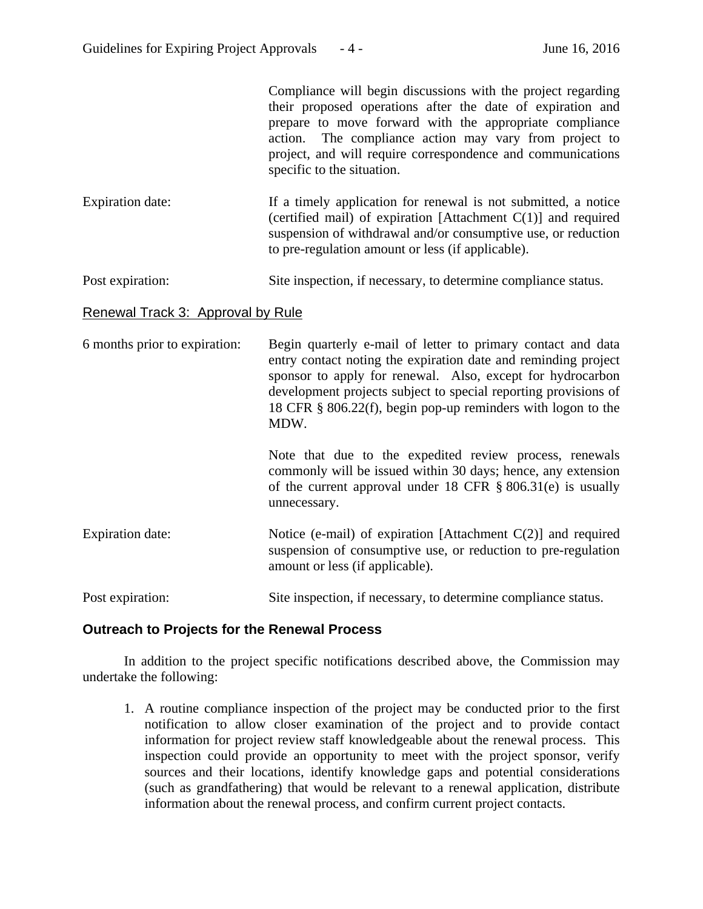| | |
|---|---|
| | Compliance will begin discussions with the project regarding their proposed operations after the date of expiration and prepare to move forward with the appropriate compliance action. The compliance action may vary from project to project, and will require correspondence and communications specific to the situation. |
| Expiration date: | If a timely application for renewal is not submitted, a notice (certified mail) of expiration [Attachment C(1)] and required suspension of withdrawal and/or consumptive use, or reduction to pre-regulation amount or less (if applicable). |
| Post expiration: | Site inspection, if necessary, to determine compliance status. |

Renewal Track 3: Approval by Rule

| | |
|---|---|
| 6 months prior to expiration: | Begin quarterly e-mail of letter to primary contact and data entry contact noting the expiration date and reminding project sponsor to apply for renewal. Also, except for hydrocarbon development projects subject to special reporting provisions of 18 CFR § 806.22(f), begin pop-up reminders with logon to the MDW.<br><br>Note that due to the expedited review process, renewals commonly will be issued within 30 days; hence, any extension of the current approval under 18 CFR § 806.31(e) is usually unnecessary. |
| Expiration date: | Notice (e-mail) of expiration [Attachment C(2)] and required suspension of consumptive use, or reduction to pre-regulation amount or less (if applicable). |
| Post expiration: | Site inspection, if necessary, to determine compliance status. |

## Outreach to Projects for the Renewal Process

In addition to the project specific notifications described above, the Commission may undertake the following:

1. A routine compliance inspection of the project may be conducted prior to the first notification to allow closer examination of the project and to provide contact information for project review staff knowledgeable about the renewal process. This inspection could provide an opportunity to meet with the project sponsor, verify sources and their locations, identify knowledge gaps and potential considerations (such as grandfathering) that would be relevant to a renewal application, distribute information about the renewal process, and confirm current project contacts.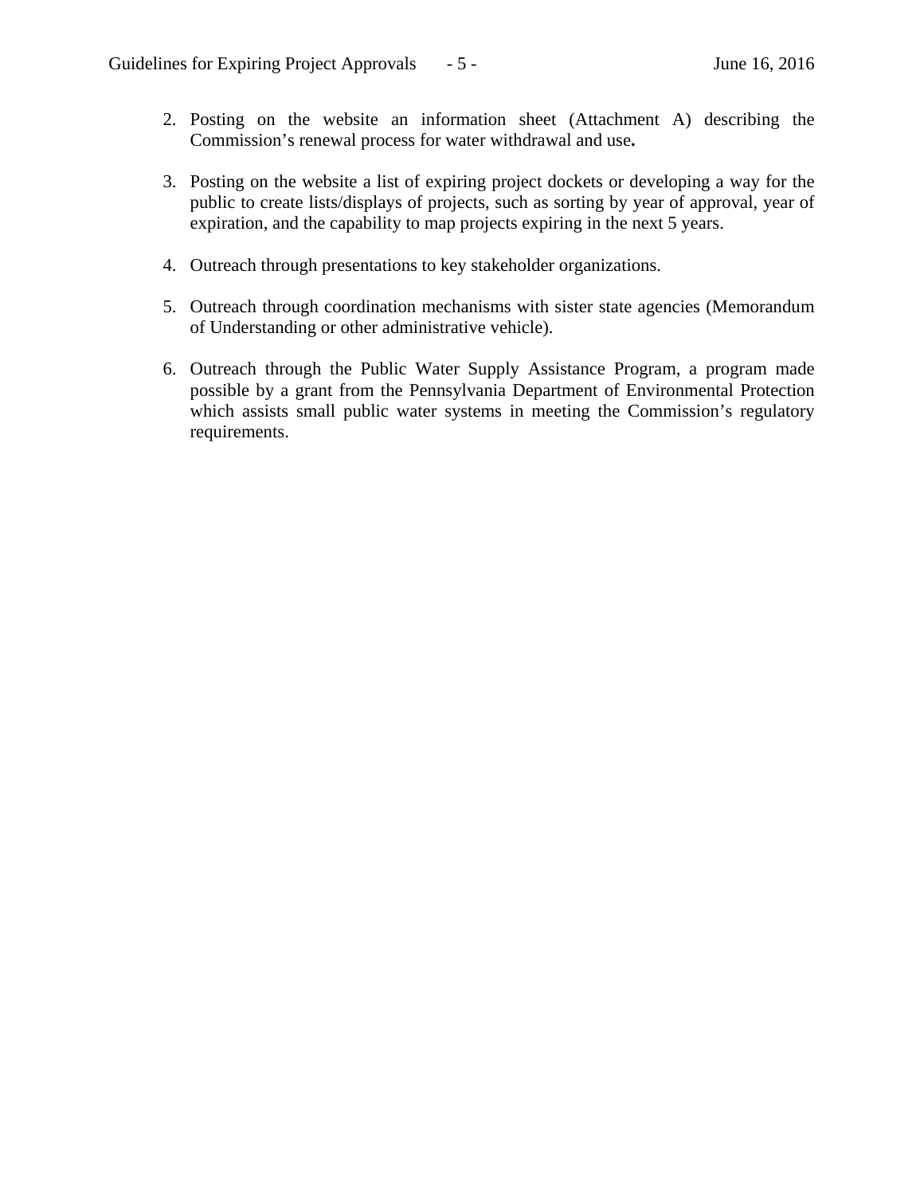2. Posting on the website an information sheet (Attachment A) describing the Commission’s renewal process for water withdrawal and use**.**

3. Posting on the website a list of expiring project dockets or developing a way for the public to create lists/displays of projects, such as sorting by year of approval, year of expiration, and the capability to map projects expiring in the next 5 years.

4. Outreach through presentations to key stakeholder organizations.

5. Outreach through coordination mechanisms with sister state agencies (Memorandum of Understanding or other administrative vehicle).

6. Outreach through the Public Water Supply Assistance Program, a program made possible by a grant from the Pennsylvania Department of Environmental Protection which assists small public water systems in meeting the Commission’s regulatory requirements.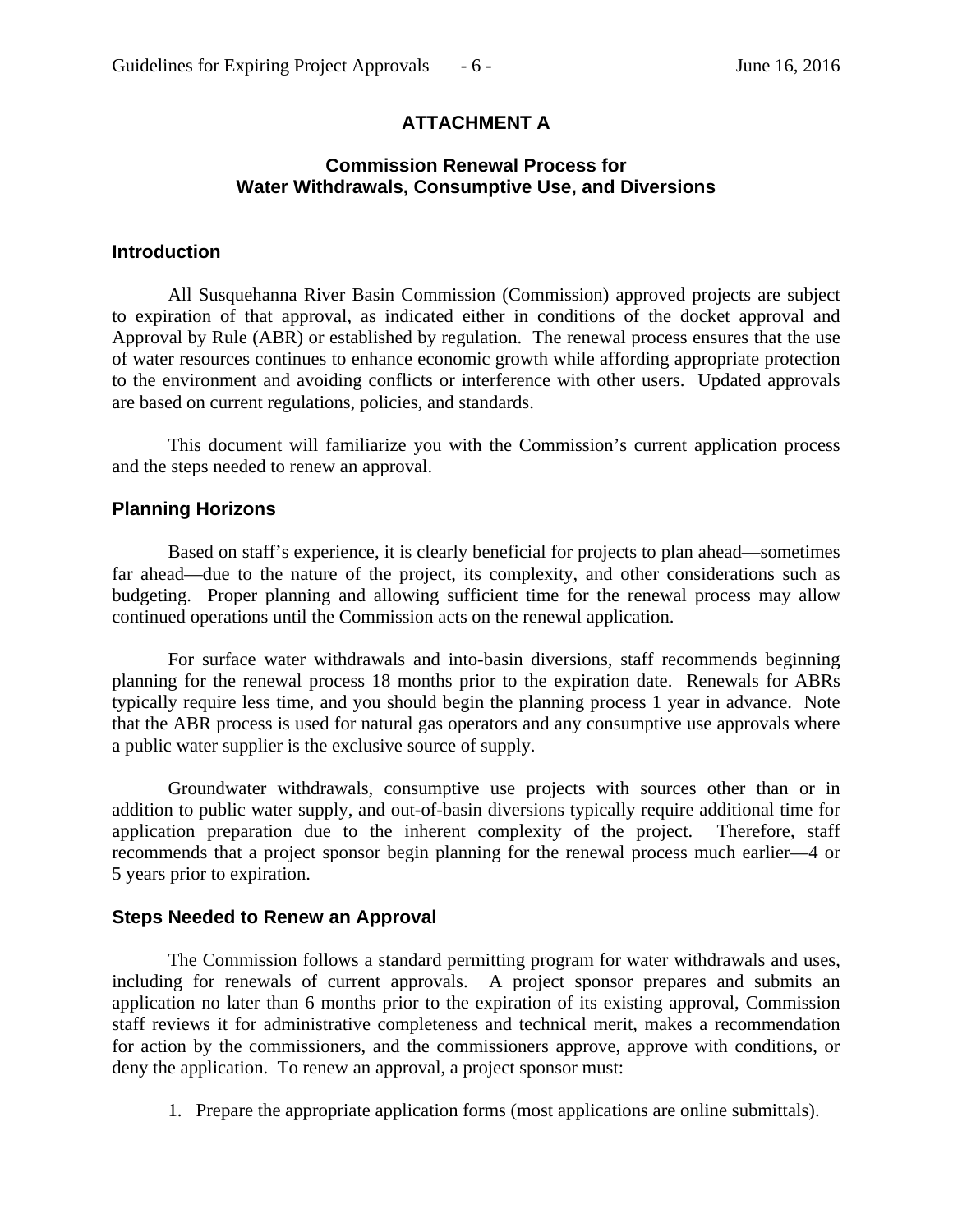# ATTACHMENT A

## Commission Renewal Process for Water Withdrawals, Consumptive Use, and Diversions

### Introduction

All Susquehanna River Basin Commission (Commission) approved projects are subject to expiration of that approval, as indicated either in conditions of the docket approval and Approval by Rule (ABR) or established by regulation. The renewal process ensures that the use of water resources continues to enhance economic growth while affording appropriate protection to the environment and avoiding conflicts or interference with other users. Updated approvals are based on current regulations, policies, and standards.

This document will familiarize you with the Commission's current application process and the steps needed to renew an approval.

### Planning Horizons

Based on staff's experience, it is clearly beneficial for projects to plan ahead—sometimes far ahead—due to the nature of the project, its complexity, and other considerations such as budgeting. Proper planning and allowing sufficient time for the renewal process may allow continued operations until the Commission acts on the renewal application.

For surface water withdrawals and into-basin diversions, staff recommends beginning planning for the renewal process 18 months prior to the expiration date. Renewals for ABRs typically require less time, and you should begin the planning process 1 year in advance. Note that the ABR process is used for natural gas operators and any consumptive use approvals where a public water supplier is the exclusive source of supply.

Groundwater withdrawals, consumptive use projects with sources other than or in addition to public water supply, and out-of-basin diversions typically require additional time for application preparation due to the inherent complexity of the project. Therefore, staff recommends that a project sponsor begin planning for the renewal process much earlier—4 or 5 years prior to expiration.

### Steps Needed to Renew an Approval

The Commission follows a standard permitting program for water withdrawals and uses, including for renewals of current approvals. A project sponsor prepares and submits an application no later than 6 months prior to the expiration of its existing approval, Commission staff reviews it for administrative completeness and technical merit, makes a recommendation for action by the commissioners, and the commissioners approve, approve with conditions, or deny the application. To renew an approval, a project sponsor must:

1. Prepare the appropriate application forms (most applications are online submittals).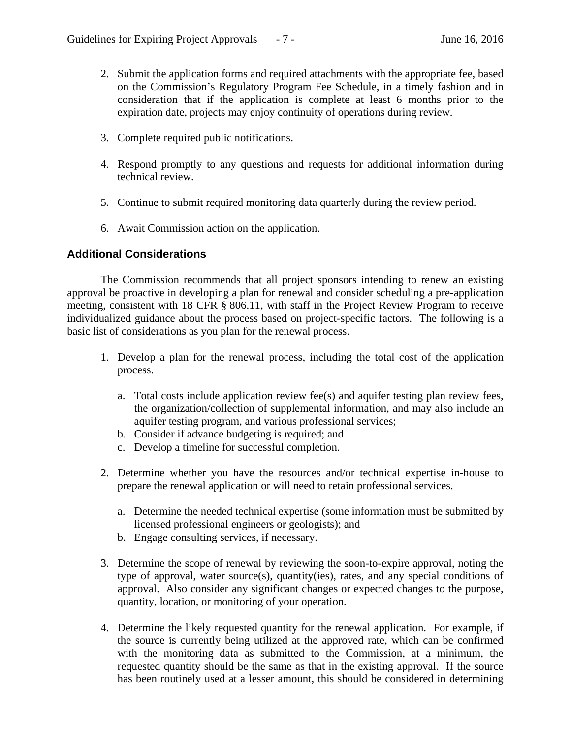2. Submit the application forms and required attachments with the appropriate fee, based on the Commission's Regulatory Program Fee Schedule, in a timely fashion and in consideration that if the application is complete at least 6 months prior to the expiration date, projects may enjoy continuity of operations during review.

3. Complete required public notifications.

4. Respond promptly to any questions and requests for additional information during technical review.

5. Continue to submit required monitoring data quarterly during the review period.

6. Await Commission action on the application.

## Additional Considerations

The Commission recommends that all project sponsors intending to renew an existing approval be proactive in developing a plan for renewal and consider scheduling a pre-application meeting, consistent with 18 CFR § 806.11, with staff in the Project Review Program to receive individualized guidance about the process based on project-specific factors. The following is a basic list of considerations as you plan for the renewal process.

1. Develop a plan for the renewal process, including the total cost of the application process.

   a. Total costs include application review fee(s) and aquifer testing plan review fees, the organization/collection of supplemental information, and may also include an aquifer testing program, and various professional services;
   b. Consider if advance budgeting is required; and
   c. Develop a timeline for successful completion.

2. Determine whether you have the resources and/or technical expertise in-house to prepare the renewal application or will need to retain professional services.

   a. Determine the needed technical expertise (some information must be submitted by licensed professional engineers or geologists); and
   b. Engage consulting services, if necessary.

3. Determine the scope of renewal by reviewing the soon-to-expire approval, noting the type of approval, water source(s), quantity(ies), rates, and any special conditions of approval. Also consider any significant changes or expected changes to the purpose, quantity, location, or monitoring of your operation.

4. Determine the likely requested quantity for the renewal application. For example, if the source is currently being utilized at the approved rate, which can be confirmed with the monitoring data as submitted to the Commission, at a minimum, the requested quantity should be the same as that in the existing approval. If the source has been routinely used at a lesser amount, this should be considered in determining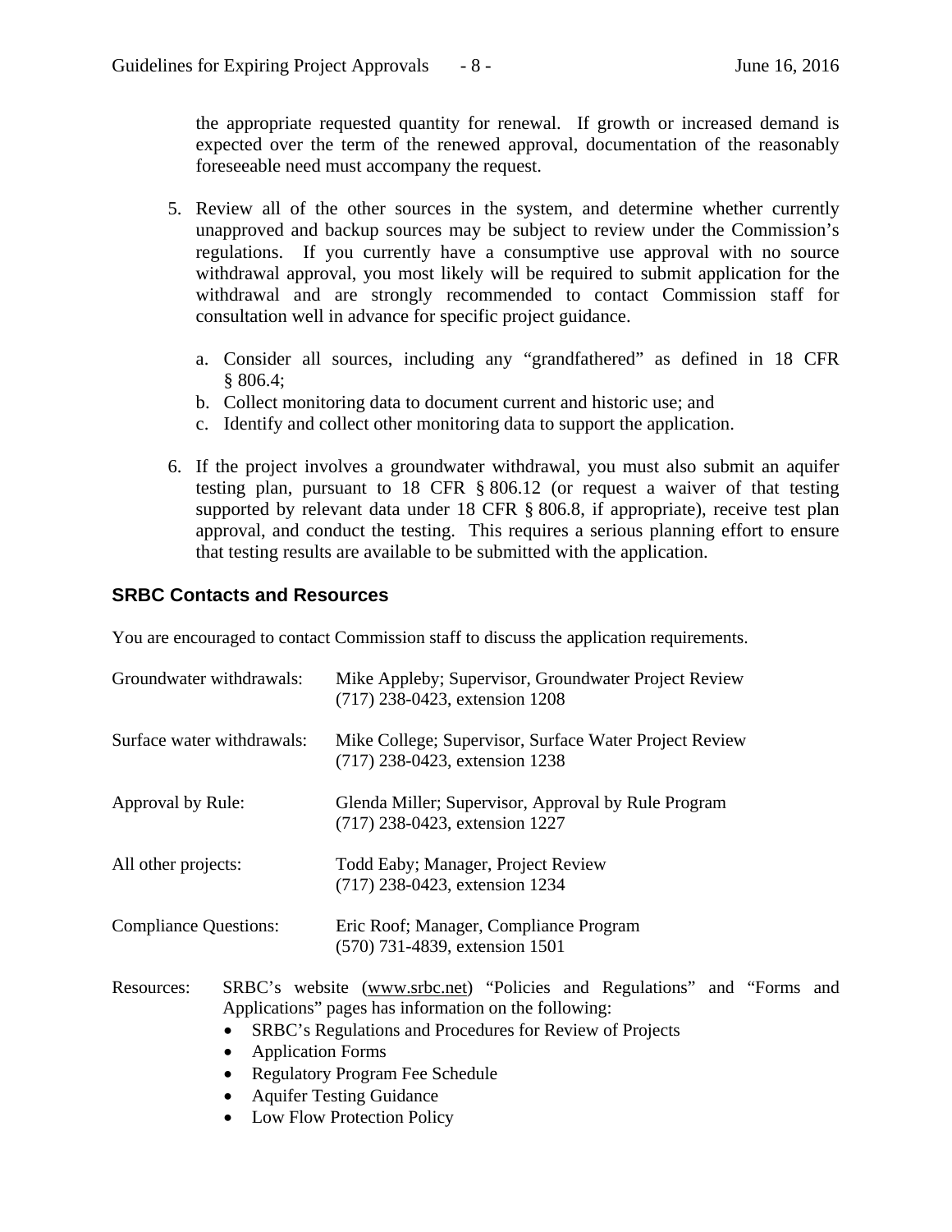the appropriate requested quantity for renewal. If growth or increased demand is expected over the term of the renewed approval, documentation of the reasonably foreseeable need must accompany the request.

5. Review all of the other sources in the system, and determine whether currently unapproved and backup sources may be subject to review under the Commission's regulations. If you currently have a consumptive use approval with no source withdrawal approval, you most likely will be required to submit application for the withdrawal and are strongly recommended to contact Commission staff for consultation well in advance for specific project guidance.
   a. Consider all sources, including any "grandfathered" as defined in 18 CFR § 806.4;
   b. Collect monitoring data to document current and historic use; and
   c. Identify and collect other monitoring data to support the application.

6. If the project involves a groundwater withdrawal, you must also submit an aquifer testing plan, pursuant to 18 CFR § 806.12 (or request a waiver of that testing supported by relevant data under 18 CFR § 806.8, if appropriate), receive test plan approval, and conduct the testing. This requires a serious planning effort to ensure that testing results are available to be submitted with the application.

## SRBC Contacts and Resources

You are encouraged to contact Commission staff to discuss the application requirements.

| | |
|---|---|
| Groundwater withdrawals: | Mike Appleby; Supervisor, Groundwater Project Review<br>(717) 238-0423, extension 1208 |
| Surface water withdrawals: | Mike College; Supervisor, Surface Water Project Review<br>(717) 238-0423, extension 1238 |
| Approval by Rule: | Glenda Miller; Supervisor, Approval by Rule Program<br>(717) 238-0423, extension 1227 |
| All other projects: | Todd Eaby; Manager, Project Review<br>(717) 238-0423, extension 1234 |
| Compliance Questions: | Eric Roof; Manager, Compliance Program<br>(570) 731-4839, extension 1501 |

Resources: SRBC's website (www.srbc.net) "Policies and Regulations" and "Forms and Applications" pages has information on the following:

- SRBC's Regulations and Procedures for Review of Projects
- Application Forms
- Regulatory Program Fee Schedule
- Aquifer Testing Guidance
- Low Flow Protection Policy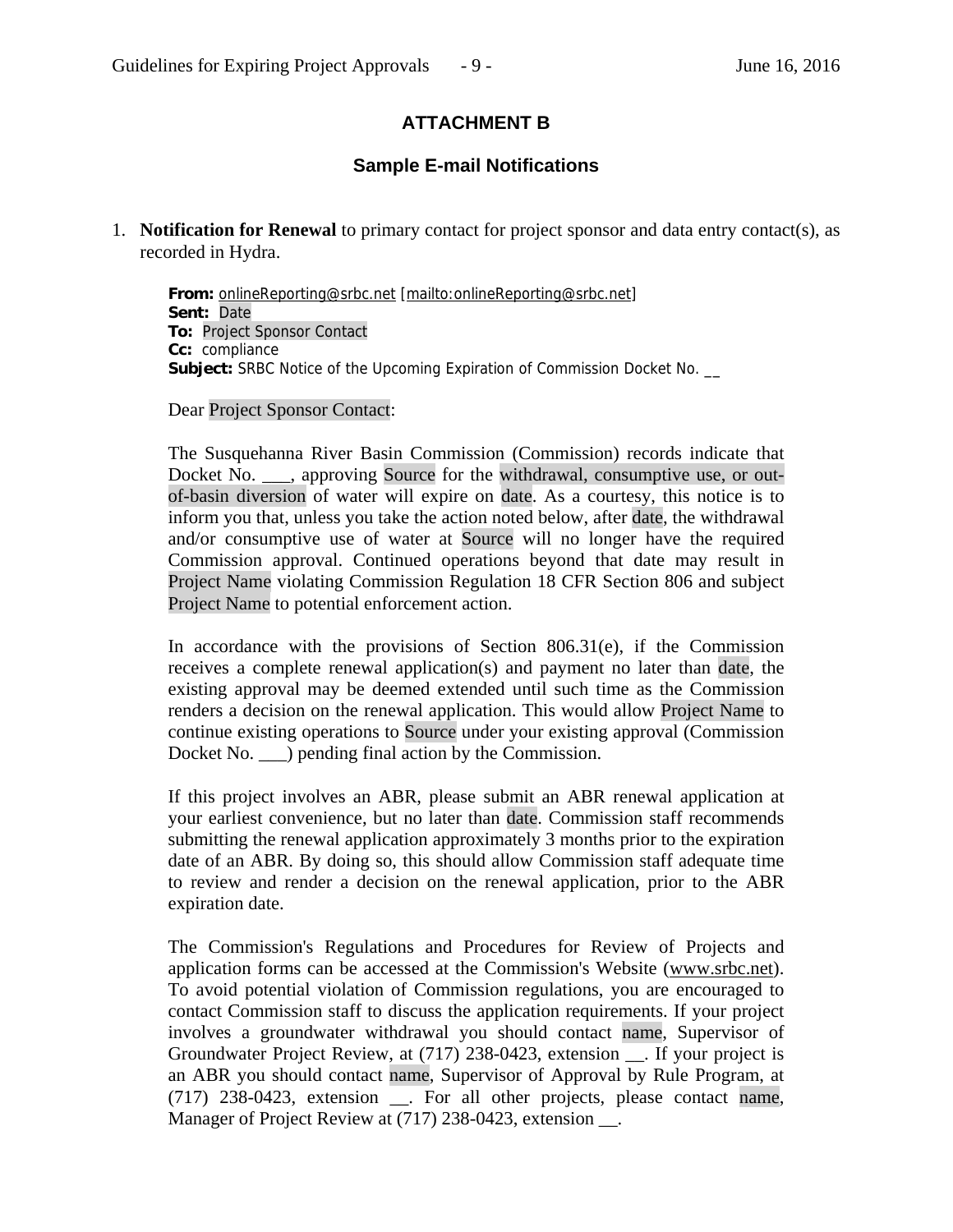## ATTACHMENT B

### Sample E-mail Notifications

1. **Notification for Renewal** to primary contact for project sponsor and data entry contact(s), as recorded in Hydra.

   **From:** onlineReporting@srbc.net [mailto:onlineReporting@srbc.net]
   **Sent:** Date
   **To:** Project Sponsor Contact
   **Cc:** compliance
   **Subject:** SRBC Notice of the Upcoming Expiration of Commission Docket No. __

   Dear Project Sponsor Contact:

   The Susquehanna River Basin Commission (Commission) records indicate that Docket No. ___, approving Source for the withdrawal, consumptive use, or out-of-basin diversion of water will expire on date. As a courtesy, this notice is to inform you that, unless you take the action noted below, after date, the withdrawal and/or consumptive use of water at Source will no longer have the required Commission approval. Continued operations beyond that date may result in Project Name violating Commission Regulation 18 CFR Section 806 and subject Project Name to potential enforcement action.

   In accordance with the provisions of Section 806.31(e), if the Commission receives a complete renewal application(s) and payment no later than date, the existing approval may be deemed extended until such time as the Commission renders a decision on the renewal application. This would allow Project Name to continue existing operations to Source under your existing approval (Commission Docket No. ___) pending final action by the Commission.

   If this project involves an ABR, please submit an ABR renewal application at your earliest convenience, but no later than date. Commission staff recommends submitting the renewal application approximately 3 months prior to the expiration date of an ABR. By doing so, this should allow Commission staff adequate time to review and render a decision on the renewal application, prior to the ABR expiration date.

   The Commission's Regulations and Procedures for Review of Projects and application forms can be accessed at the Commission's Website (www.srbc.net). To avoid potential violation of Commission regulations, you are encouraged to contact Commission staff to discuss the application requirements. If your project involves a groundwater withdrawal you should contact name, Supervisor of Groundwater Project Review, at (717) 238-0423, extension __. If your project is an ABR you should contact name, Supervisor of Approval by Rule Program, at (717) 238-0423, extension __. For all other projects, please contact name, Manager of Project Review at (717) 238-0423, extension __.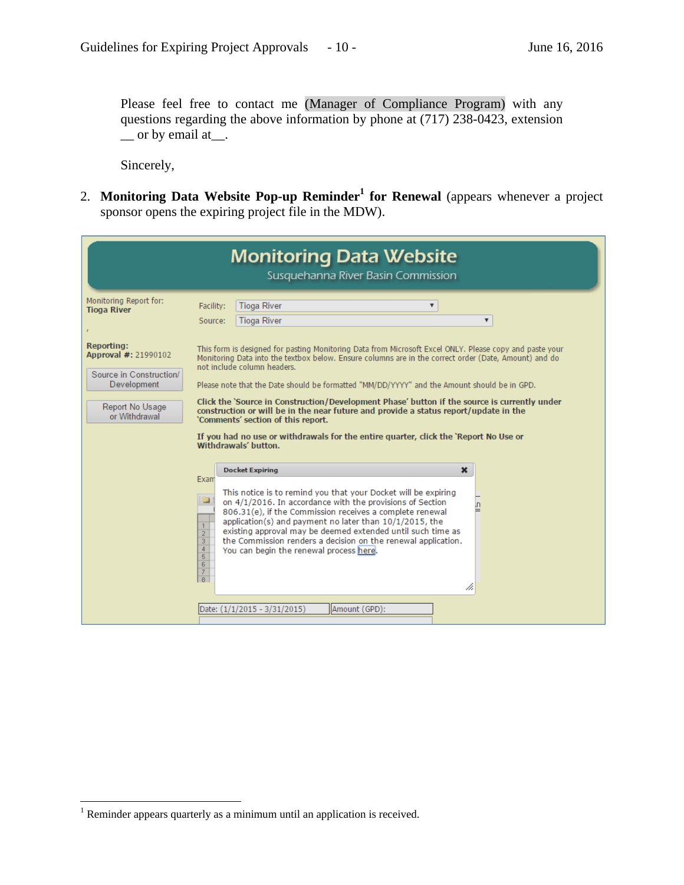Please feel free to contact me (Manager of Compliance Program) with any questions regarding the above information by phone at (717) 238-0423, extension __ or by email at__.

Sincerely,

2. **Monitoring Data Website Pop-up Reminder[1] for Renewal** (appears whenever a project sponsor opens the expiring project file in the MDW).

**Monitoring Data Website**
Susquehanna River Basin Commission

Monitoring Report for:
**Tioga River**

Facility: Tioga River
Source: Tioga River

**Reporting:**
**Approval #:** 21990102

Source in Construction/ Development

Report No Usage or Withdrawal

This form is designed for pasting Monitoring Data from Microsoft Excel ONLY. Please copy and paste your Monitoring Data into the textbox below. Ensure columns are in the correct order (Date, Amount) and do not include column headers.

Please note that the Date should be formatted "MM/DD/YYYY" and the Amount should be in GPD.

**Click the 'Source in Construction/Development Phase' button if the source is currently under construction or will be in the near future and provide a status report/update in the 'Comments' section of this report.**

**If you had no use or withdrawals for the entire quarter, click the 'Report No Use or Withdrawals' button.**

**Docket Expiring**

This notice is to remind you that your Docket will be expiring on 4/1/2016. In accordance with the provisions of Section 806.31(e), if the Commission receives a complete renewal application(s) and payment no later than 10/1/2015, the existing approval may be deemed extended until such time as the Commission renders a decision on the renewal application. You can begin the renewal process here.

Date: (1/1/2015 - 3/31/2015) | Amount (GPD):

[1] Reminder appears quarterly as a minimum until an application is received.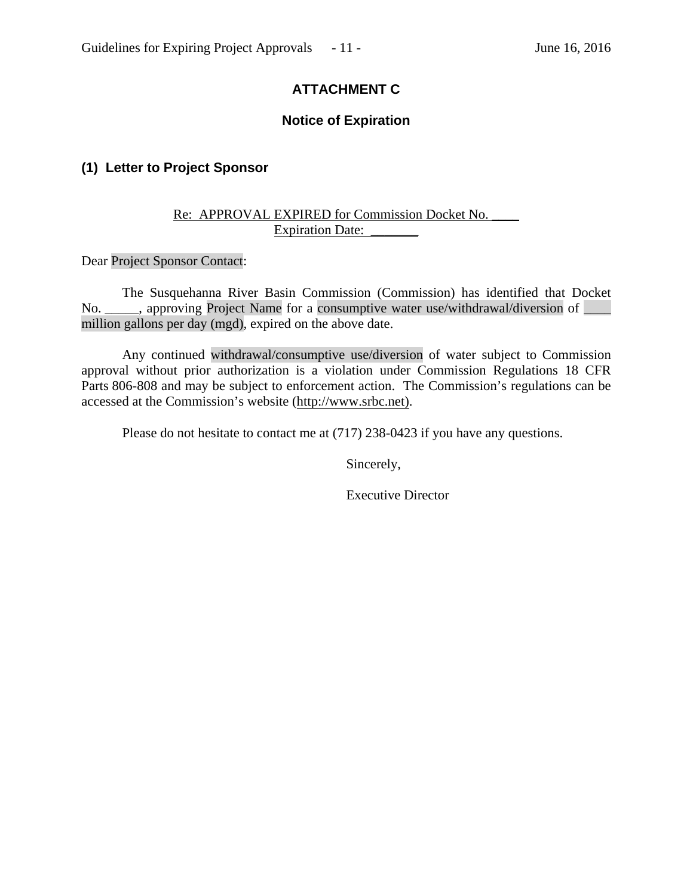## ATTACHMENT C

### Notice of Expiration

#### (1) Letter to Project Sponsor

Re: APPROVAL EXPIRED for Commission Docket No. ____
Expiration Date: _______

Dear Project Sponsor Contact:

The Susquehanna River Basin Commission (Commission) has identified that Docket No. _____, approving Project Name for a consumptive water use/withdrawal/diversion of ____ million gallons per day (mgd), expired on the above date.

Any continued withdrawal/consumptive use/diversion of water subject to Commission approval without prior authorization is a violation under Commission Regulations 18 CFR Parts 806-808 and may be subject to enforcement action. The Commission's regulations can be accessed at the Commission's website (http://www.srbc.net).

Please do not hesitate to contact me at (717) 238-0423 if you have any questions.

Sincerely,

Executive Director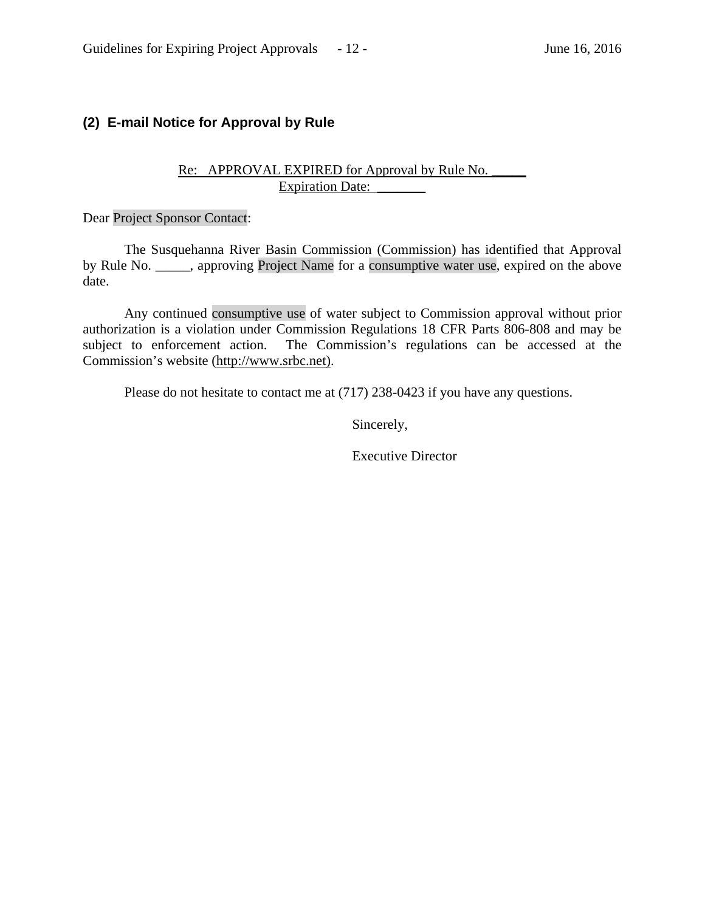### (2) E-mail Notice for Approval by Rule

Re: APPROVAL EXPIRED for Approval by Rule No. _____
Expiration Date: _______

Dear Project Sponsor Contact:

The Susquehanna River Basin Commission (Commission) has identified that Approval by Rule No. _____, approving Project Name for a consumptive water use, expired on the above date.

Any continued consumptive use of water subject to Commission approval without prior authorization is a violation under Commission Regulations 18 CFR Parts 806-808 and may be subject to enforcement action. The Commission's regulations can be accessed at the Commission's website (http://www.srbc.net).

Please do not hesitate to contact me at (717) 238-0423 if you have any questions.

Sincerely,

Executive Director